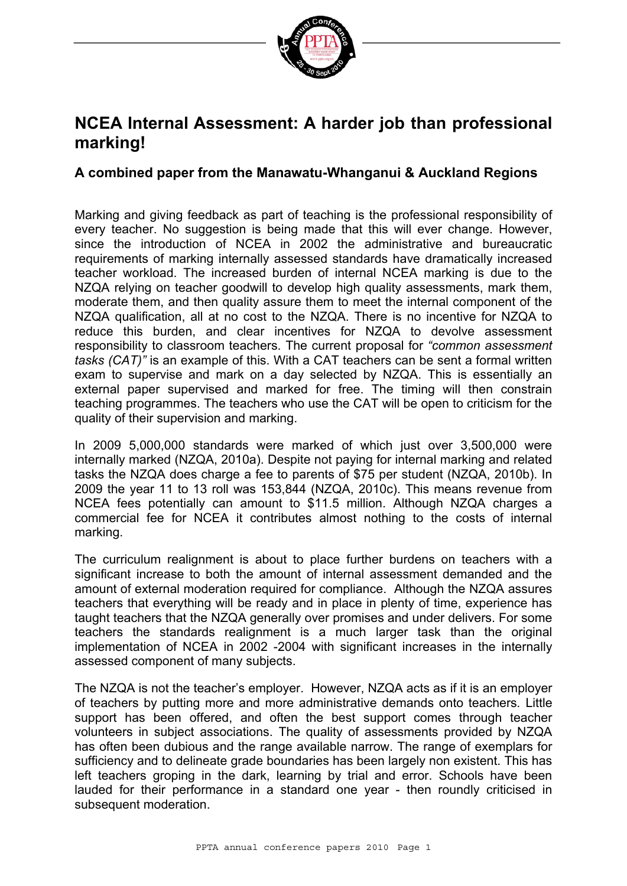# NCEA Internal Assessment: A harder job than professional marking!

### A combined paper from the Manawatu-Whanganui & Auckland Regions

Marking and giving feedback as part of teaching is the professional responsibility of every teacher. No suggestion is being made that this will ever change. However, since the introduction of NCEA in 2002 the administrative and bureaucratic requirements of marking internally assessed standards have dramatically increased teacher workload. The increased burden of internal NCEA marking is due to the NZQA relying on teacher goodwill to develop high quality assessments, mark them, moderate them, and then quality assure them to meet the internal component of the NZQA qualification, all at no cost to the NZQA. There is no incentive for NZQA to reduce this burden, and clear incentives for NZQA to devolve assessment responsibility to classroom teachers. The current proposal for *"common assessment tasks (CAT)"* is an example of this. With a CAT teachers can be sent a formal written exam to supervise and mark on a day selected by NZQA. This is essentially an external paper supervised and marked for free. The timing will then constrain teaching programmes. The teachers who use the CAT will be open to criticism for the quality of their supervision and marking.

In 2009 5,000,000 standards were marked of which just over 3,500,000 were internally marked (NZQA, 2010a). Despite not paying for internal marking and related tasks the NZQA does charge a fee to parents of $75 per student (NZQA, 2010b). In 2009 the year 11 to 13 roll was 153,844 (NZQA, 2010c). This means revenue from NCEA fees potentially can amount to $11.5 million. Although NZQA charges a commercial fee for NCEA it contributes almost nothing to the costs of internal marking.

The curriculum realignment is about to place further burdens on teachers with a significant increase to both the amount of internal assessment demanded and the amount of external moderation required for compliance. Although the NZQA assures teachers that everything will be ready and in place in plenty of time, experience has taught teachers that the NZQA generally over promises and under delivers. For some teachers the standards realignment is a much larger task than the original implementation of NCEA in 2002 -2004 with significant increases in the internally assessed component of many subjects.

The NZQA is not the teacher's employer. However, NZQA acts as if it is an employer of teachers by putting more and more administrative demands onto teachers. Little support has been offered, and often the best support comes through teacher volunteers in subject associations. The quality of assessments provided by NZQA has often been dubious and the range available narrow. The range of exemplars for sufficiency and to delineate grade boundaries has been largely non existent. This has left teachers groping in the dark, learning by trial and error. Schools have been lauded for their performance in a standard one year - then roundly criticised in subsequent moderation.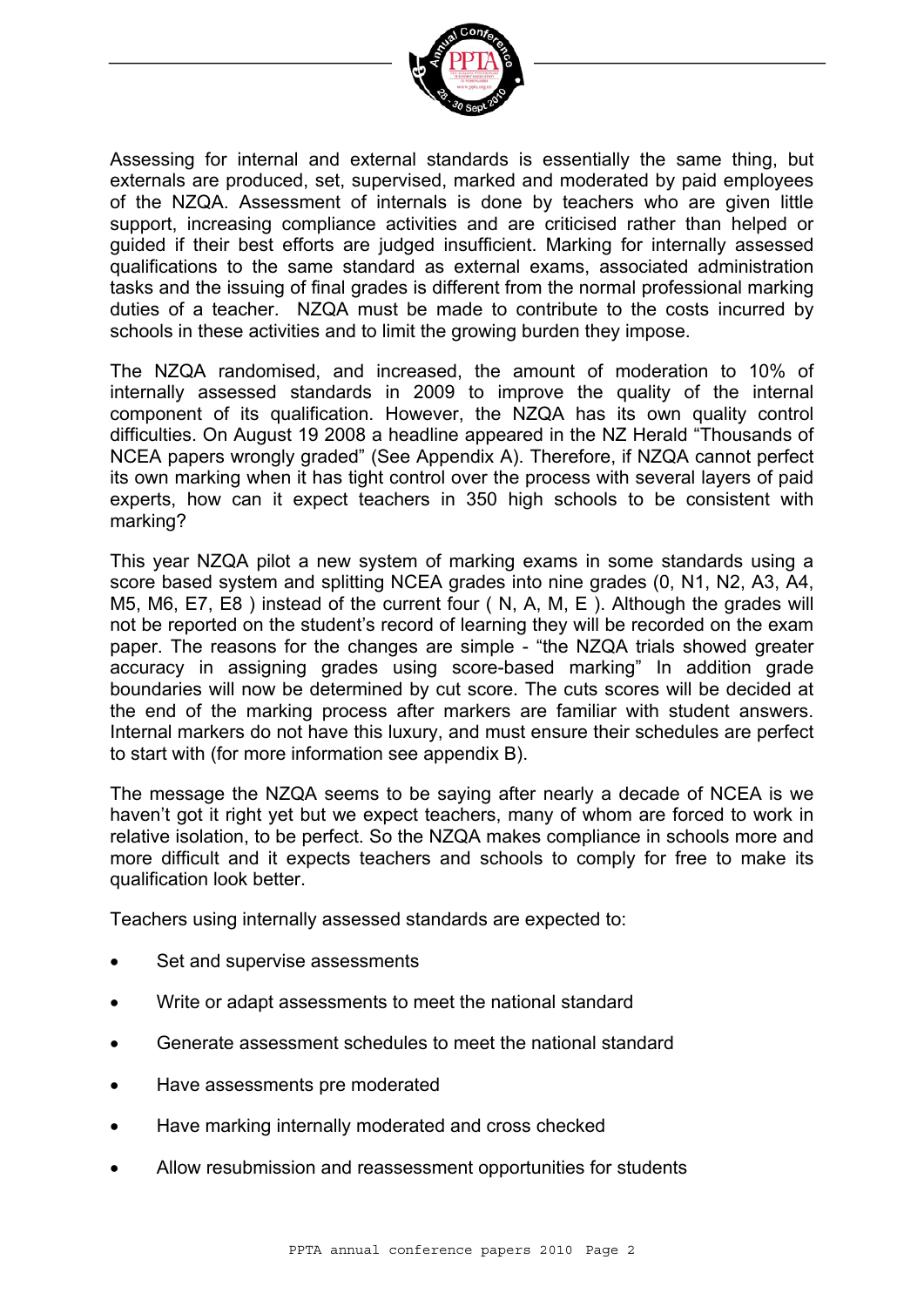Assessing for internal and external standards is essentially the same thing, but externals are produced, set, supervised, marked and moderated by paid employees of the NZQA. Assessment of internals is done by teachers who are given little support, increasing compliance activities and are criticised rather than helped or guided if their best efforts are judged insufficient. Marking for internally assessed qualifications to the same standard as external exams, associated administration tasks and the issuing of final grades is different from the normal professional marking duties of a teacher. NZQA must be made to contribute to the costs incurred by schools in these activities and to limit the growing burden they impose.

The NZQA randomised, and increased, the amount of moderation to 10% of internally assessed standards in 2009 to improve the quality of the internal component of its qualification. However, the NZQA has its own quality control difficulties. On August 19 2008 a headline appeared in the NZ Herald "Thousands of NCEA papers wrongly graded" (See Appendix A). Therefore, if NZQA cannot perfect its own marking when it has tight control over the process with several layers of paid experts, how can it expect teachers in 350 high schools to be consistent with marking?

This year NZQA pilot a new system of marking exams in some standards using a score based system and splitting NCEA grades into nine grades (0, N1, N2, A3, A4, M5, M6, E7, E8 ) instead of the current four ( N, A, M, E ). Although the grades will not be reported on the student's record of learning they will be recorded on the exam paper. The reasons for the changes are simple - "the NZQA trials showed greater accuracy in assigning grades using score-based marking" In addition grade boundaries will now be determined by cut score. The cuts scores will be decided at the end of the marking process after markers are familiar with student answers. Internal markers do not have this luxury, and must ensure their schedules are perfect to start with (for more information see appendix B).

The message the NZQA seems to be saying after nearly a decade of NCEA is we haven't got it right yet but we expect teachers, many of whom are forced to work in relative isolation, to be perfect. So the NZQA makes compliance in schools more and more difficult and it expects teachers and schools to comply for free to make its qualification look better.

Teachers using internally assessed standards are expected to:

- Set and supervise assessments
- Write or adapt assessments to meet the national standard
- Generate assessment schedules to meet the national standard
- Have assessments pre moderated
- Have marking internally moderated and cross checked
- Allow resubmission and reassessment opportunities for students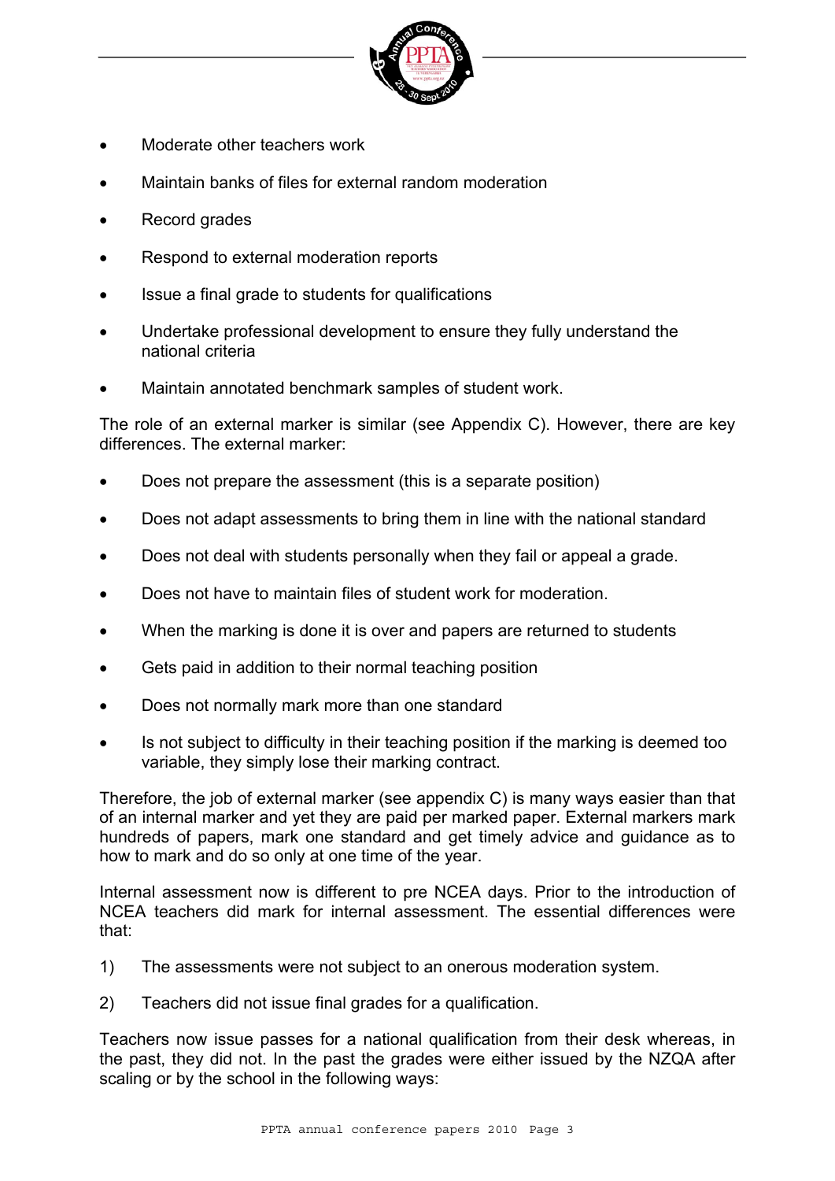- Moderate other teachers work
- Maintain banks of files for external random moderation
- Record grades
- Respond to external moderation reports
- Issue a final grade to students for qualifications
- Undertake professional development to ensure they fully understand the national criteria
- Maintain annotated benchmark samples of student work.

The role of an external marker is similar (see Appendix C). However, there are key differences. The external marker:

- Does not prepare the assessment (this is a separate position)
- Does not adapt assessments to bring them in line with the national standard
- Does not deal with students personally when they fail or appeal a grade.
- Does not have to maintain files of student work for moderation.
- When the marking is done it is over and papers are returned to students
- Gets paid in addition to their normal teaching position
- Does not normally mark more than one standard
- Is not subject to difficulty in their teaching position if the marking is deemed too variable, they simply lose their marking contract.

Therefore, the job of external marker (see appendix C) is many ways easier than that of an internal marker and yet they are paid per marked paper. External markers mark hundreds of papers, mark one standard and get timely advice and guidance as to how to mark and do so only at one time of the year.

Internal assessment now is different to pre NCEA days. Prior to the introduction of NCEA teachers did mark for internal assessment. The essential differences were that:

1) The assessments were not subject to an onerous moderation system.
2) Teachers did not issue final grades for a qualification.

Teachers now issue passes for a national qualification from their desk whereas, in the past, they did not. In the past the grades were either issued by the NZQA after scaling or by the school in the following ways: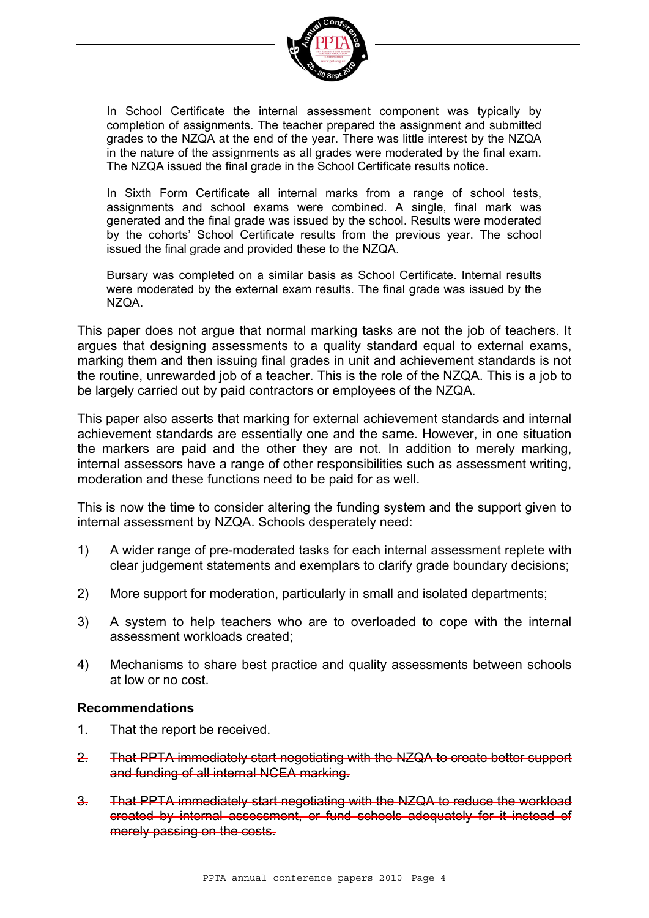In School Certificate the internal assessment component was typically by completion of assignments. The teacher prepared the assignment and submitted grades to the NZQA at the end of the year. There was little interest by the NZQA in the nature of the assignments as all grades were moderated by the final exam. The NZQA issued the final grade in the School Certificate results notice.

In Sixth Form Certificate all internal marks from a range of school tests, assignments and school exams were combined. A single, final mark was generated and the final grade was issued by the school. Results were moderated by the cohorts' School Certificate results from the previous year. The school issued the final grade and provided these to the NZQA.

Bursary was completed on a similar basis as School Certificate. Internal results were moderated by the external exam results. The final grade was issued by the NZQA.

This paper does not argue that normal marking tasks are not the job of teachers. It argues that designing assessments to a quality standard equal to external exams, marking them and then issuing final grades in unit and achievement standards is not the routine, unrewarded job of a teacher. This is the role of the NZQA. This is a job to be largely carried out by paid contractors or employees of the NZQA.

This paper also asserts that marking for external achievement standards and internal achievement standards are essentially one and the same. However, in one situation the markers are paid and the other they are not. In addition to merely marking, internal assessors have a range of other responsibilities such as assessment writing, moderation and these functions need to be paid for as well.

This is now the time to consider altering the funding system and the support given to internal assessment by NZQA. Schools desperately need:

1) A wider range of pre-moderated tasks for each internal assessment replete with clear judgement statements and exemplars to clarify grade boundary decisions;

2) More support for moderation, particularly in small and isolated departments;

3) A system to help teachers who are to overloaded to cope with the internal assessment workloads created;

4) Mechanisms to share best practice and quality assessments between schools at low or no cost.

### Recommendations

1. That the report be received.

2. ~~That PPTA immediately start negotiating with the NZQA to create better support and funding of all internal NCEA marking.~~

3. ~~That PPTA immediately start negotiating with the NZQA to reduce the workload created by internal assessment, or fund schools adequately for it instead of merely passing on the costs.~~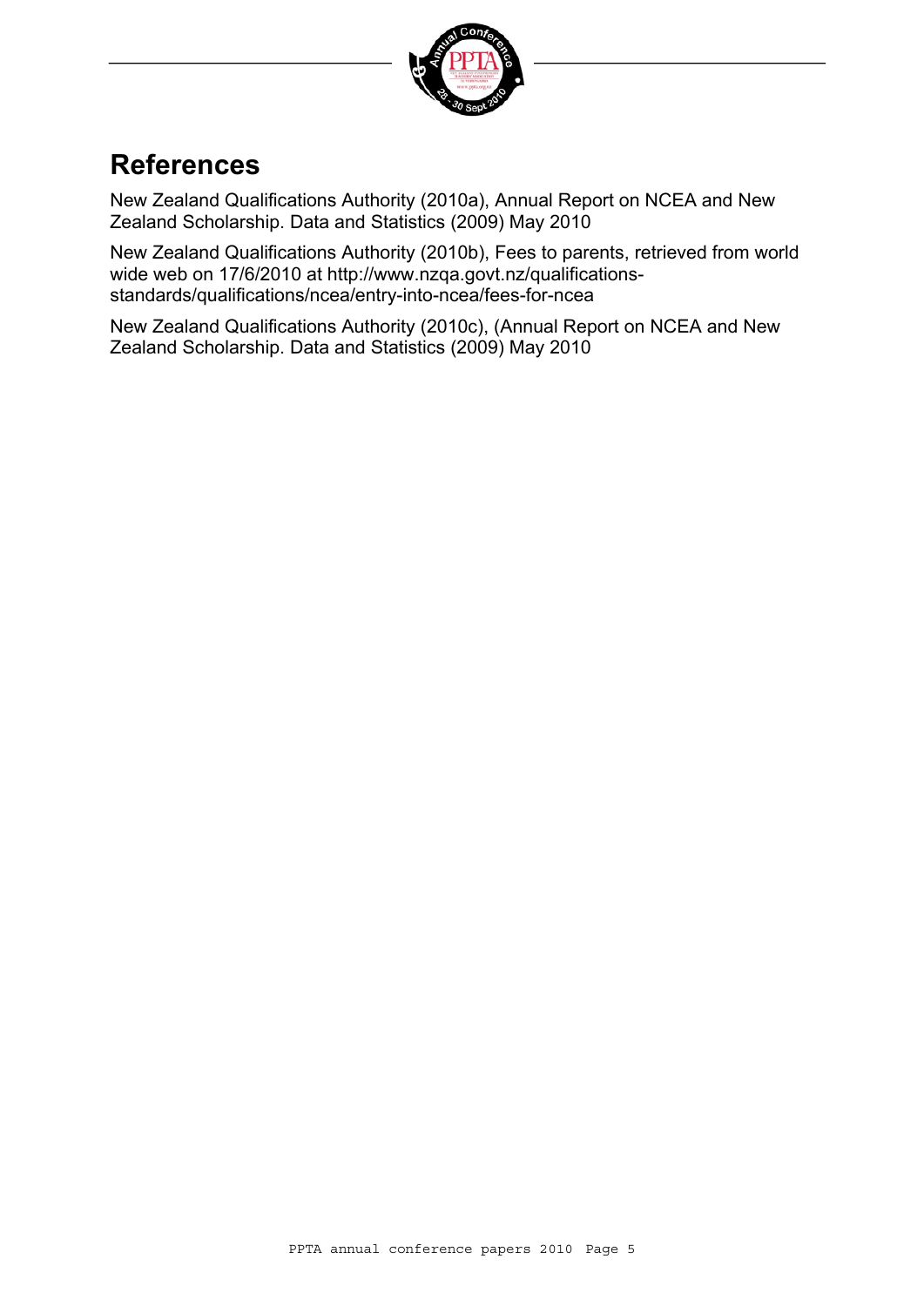## References

New Zealand Qualifications Authority (2010a), Annual Report on NCEA and New Zealand Scholarship. Data and Statistics (2009) May 2010

New Zealand Qualifications Authority (2010b), Fees to parents, retrieved from world wide web on 17/6/2010 at http://www.nzqa.govt.nz/qualifications-standards/qualifications/ncea/entry-into-ncea/fees-for-ncea

New Zealand Qualifications Authority (2010c), (Annual Report on NCEA and New Zealand Scholarship. Data and Statistics (2009) May 2010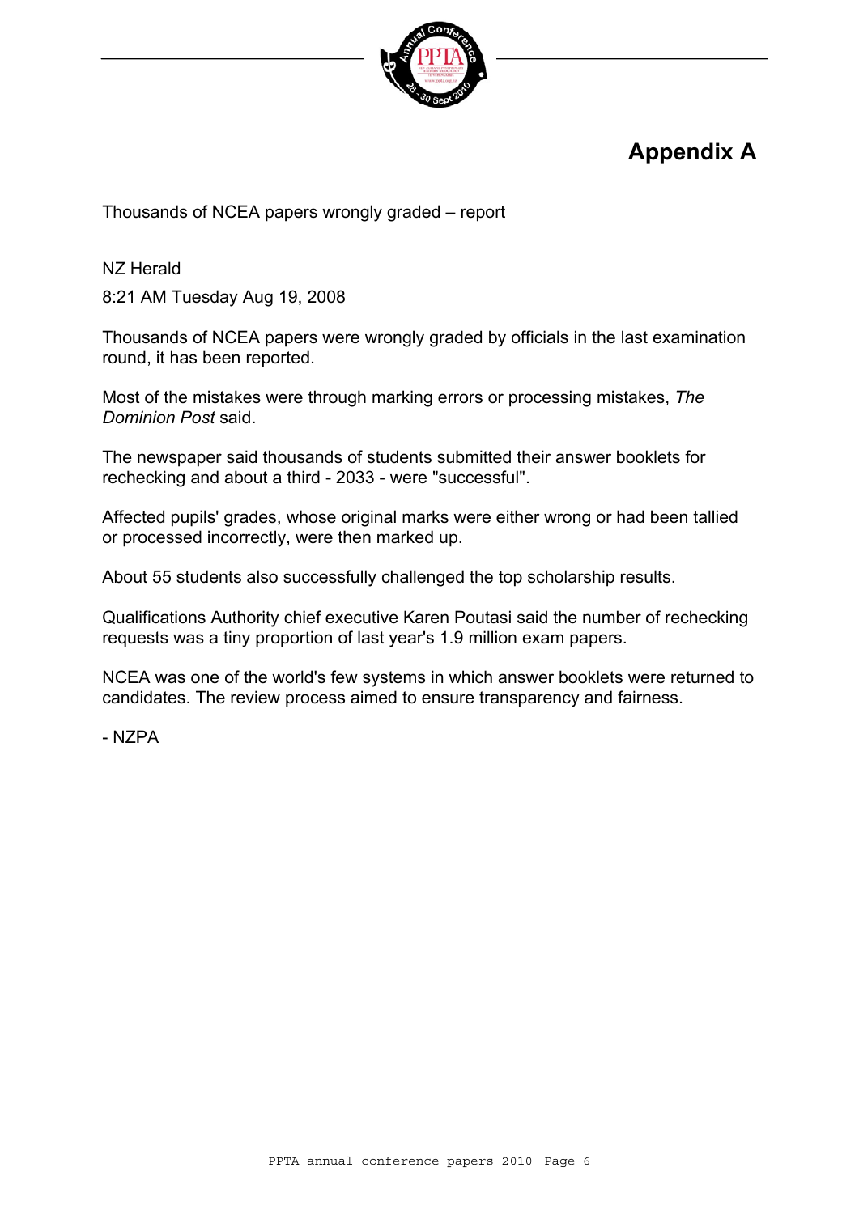# Appendix A

Thousands of NCEA papers wrongly graded – report

NZ Herald

8:21 AM Tuesday Aug 19, 2008

Thousands of NCEA papers were wrongly graded by officials in the last examination round, it has been reported.

Most of the mistakes were through marking errors or processing mistakes, *The Dominion Post* said.

The newspaper said thousands of students submitted their answer booklets for rechecking and about a third - 2033 - were "successful".

Affected pupils' grades, whose original marks were either wrong or had been tallied or processed incorrectly, were then marked up.

About 55 students also successfully challenged the top scholarship results.

Qualifications Authority chief executive Karen Poutasi said the number of rechecking requests was a tiny proportion of last year's 1.9 million exam papers.

NCEA was one of the world's few systems in which answer booklets were returned to candidates. The review process aimed to ensure transparency and fairness.

- NZPA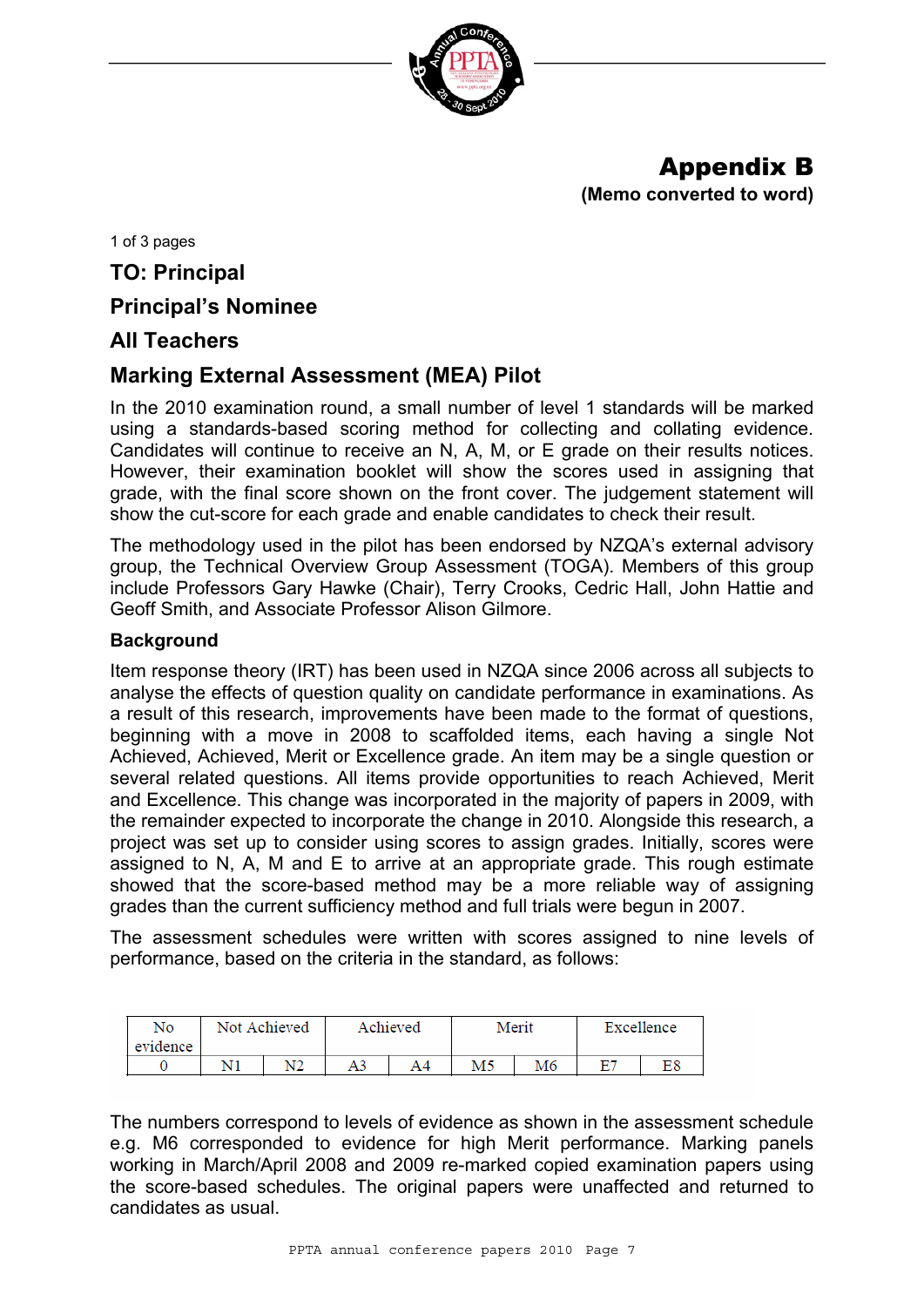## Appendix B

**(Memo converted to word)**

1 of 3 pages

### TO: Principal

### Principal's Nominee

### All Teachers

### Marking External Assessment (MEA) Pilot

In the 2010 examination round, a small number of level 1 standards will be marked using a standards-based scoring method for collecting and collating evidence. Candidates will continue to receive an N, A, M, or E grade on their results notices. However, their examination booklet will show the scores used in assigning that grade, with the final score shown on the front cover. The judgement statement will show the cut-score for each grade and enable candidates to check their result.

The methodology used in the pilot has been endorsed by NZQA's external advisory group, the Technical Overview Group Assessment (TOGA). Members of this group include Professors Gary Hawke (Chair), Terry Crooks, Cedric Hall, John Hattie and Geoff Smith, and Associate Professor Alison Gilmore.

**Background**

Item response theory (IRT) has been used in NZQA since 2006 across all subjects to analyse the effects of question quality on candidate performance in examinations. As a result of this research, improvements have been made to the format of questions, beginning with a move in 2008 to scaffolded items, each having a single Not Achieved, Achieved, Merit or Excellence grade. An item may be a single question or several related questions. All items provide opportunities to reach Achieved, Merit and Excellence. This change was incorporated in the majority of papers in 2009, with the remainder expected to incorporate the change in 2010. Alongside this research, a project was set up to consider using scores to assign grades. Initially, scores were assigned to N, A, M and E to arrive at an appropriate grade. This rough estimate showed that the score-based method may be a more reliable way of assigning grades than the current sufficiency method and full trials were begun in 2007.

The assessment schedules were written with scores assigned to nine levels of performance, based on the criteria in the standard, as follows:

| No evidence | Not Achieved | | Achieved | | Merit | | Excellence | |
|---|---|---|---|---|---|---|---|---|
| 0 | N1 | N2 | A3 | A4 | M5 | M6 | E7 | E8 |

The numbers correspond to levels of evidence as shown in the assessment schedule e.g. M6 corresponded to evidence for high Merit performance. Marking panels working in March/April 2008 and 2009 re-marked copied examination papers using the score-based schedules. The original papers were unaffected and returned to candidates as usual.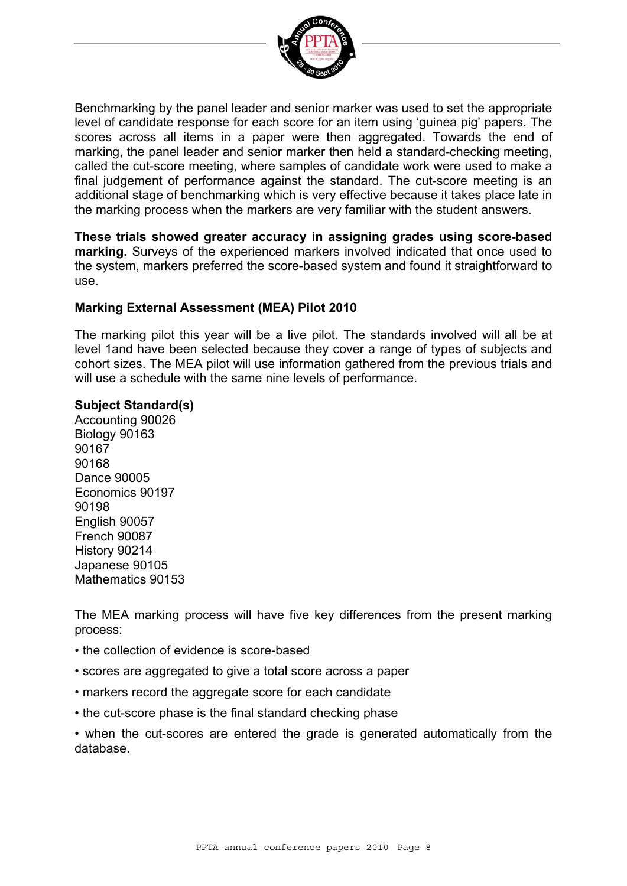Benchmarking by the panel leader and senior marker was used to set the appropriate level of candidate response for each score for an item using 'guinea pig' papers. The scores across all items in a paper were then aggregated. Towards the end of marking, the panel leader and senior marker then held a standard-checking meeting, called the cut-score meeting, where samples of candidate work were used to make a final judgement of performance against the standard. The cut-score meeting is an additional stage of benchmarking which is very effective because it takes place late in the marking process when the markers are very familiar with the student answers.

**These trials showed greater accuracy in assigning grades using score-based marking.** Surveys of the experienced markers involved indicated that once used to the system, markers preferred the score-based system and found it straightforward to use.

**Marking External Assessment (MEA) Pilot 2010**

The marking pilot this year will be a live pilot. The standards involved will all be at level 1and have been selected because they cover a range of types of subjects and cohort sizes. The MEA pilot will use information gathered from the previous trials and will use a schedule with the same nine levels of performance.

**Subject Standard(s)**
Accounting 90026
Biology 90163
90167
90168
Dance 90005
Economics 90197
90198
English 90057
French 90087
History 90214
Japanese 90105
Mathematics 90153

The MEA marking process will have five key differences from the present marking process:

- the collection of evidence is score-based
- scores are aggregated to give a total score across a paper
- markers record the aggregate score for each candidate
- the cut-score phase is the final standard checking phase
- when the cut-scores are entered the grade is generated automatically from the database.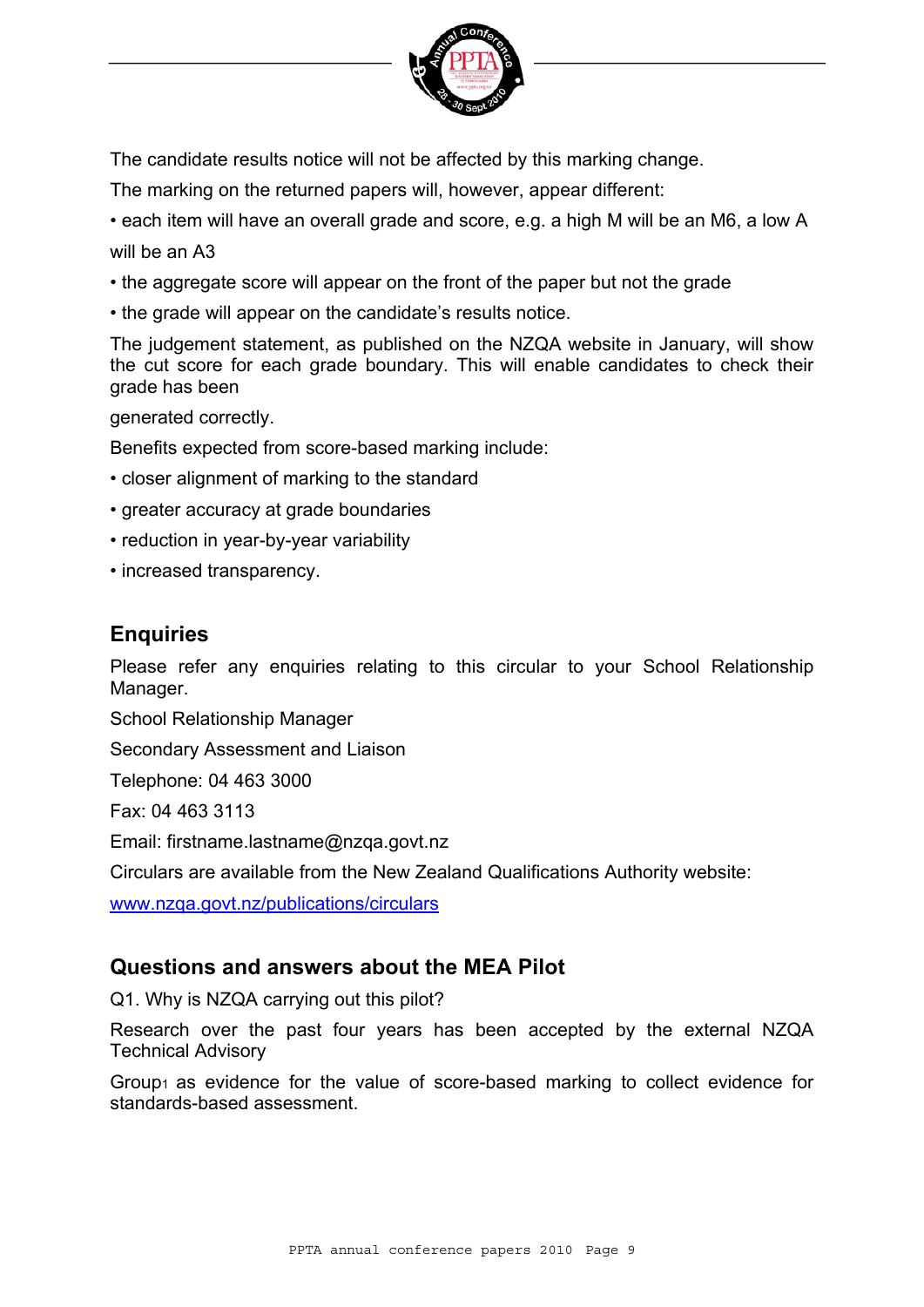The candidate results notice will not be affected by this marking change.

The marking on the returned papers will, however, appear different:

- each item will have an overall grade and score, e.g. a high M will be an M6, a low A will be an A3
- the aggregate score will appear on the front of the paper but not the grade
- the grade will appear on the candidate's results notice.

The judgement statement, as published on the NZQA website in January, will show the cut score for each grade boundary. This will enable candidates to check their grade has been generated correctly.

Benefits expected from score-based marking include:

- closer alignment of marking to the standard
- greater accuracy at grade boundaries
- reduction in year-by-year variability
- increased transparency.

## Enquiries

Please refer any enquiries relating to this circular to your School Relationship Manager.

School Relationship Manager

Secondary Assessment and Liaison

Telephone: 04 463 3000

Fax: 04 463 3113

Email: firstname.lastname@nzqa.govt.nz

Circulars are available from the New Zealand Qualifications Authority website:

[www.nzqa.govt.nz/publications/circulars](www.nzqa.govt.nz/publications/circulars)

## Questions and answers about the MEA Pilot

Q1. Why is NZQA carrying out this pilot?

Research over the past four years has been accepted by the external NZQA Technical Advisory Group[1] as evidence for the value of score-based marking to collect evidence for standards-based assessment.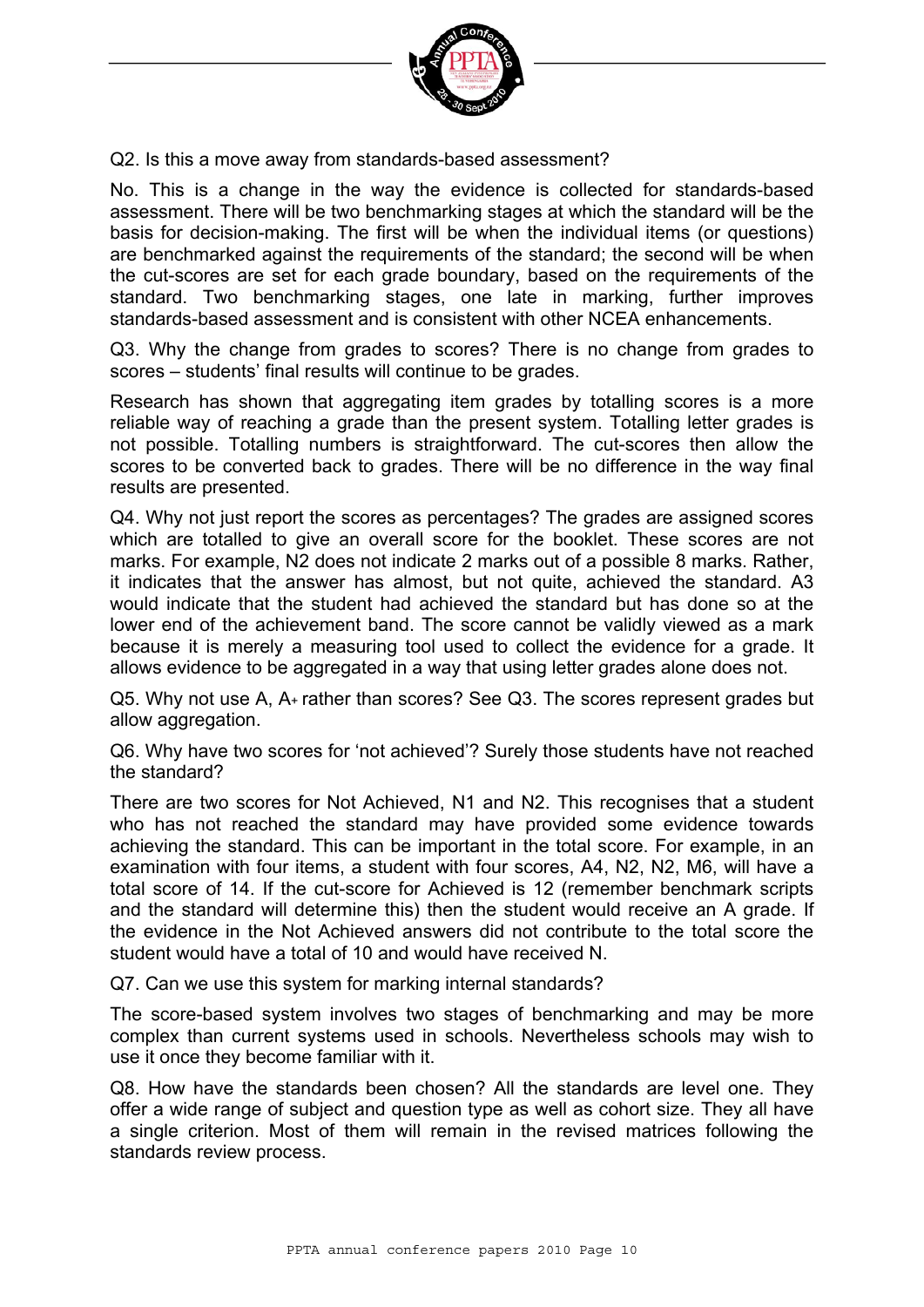Q2. Is this a move away from standards-based assessment?

No. This is a change in the way the evidence is collected for standards-based assessment. There will be two benchmarking stages at which the standard will be the basis for decision-making. The first will be when the individual items (or questions) are benchmarked against the requirements of the standard; the second will be when the cut-scores are set for each grade boundary, based on the requirements of the standard. Two benchmarking stages, one late in marking, further improves standards-based assessment and is consistent with other NCEA enhancements.

Q3. Why the change from grades to scores? There is no change from grades to scores – students' final results will continue to be grades.

Research has shown that aggregating item grades by totalling scores is a more reliable way of reaching a grade than the present system. Totalling letter grades is not possible. Totalling numbers is straightforward. The cut-scores then allow the scores to be converted back to grades. There will be no difference in the way final results are presented.

Q4. Why not just report the scores as percentages? The grades are assigned scores which are totalled to give an overall score for the booklet. These scores are not marks. For example, N2 does not indicate 2 marks out of a possible 8 marks. Rather, it indicates that the answer has almost, but not quite, achieved the standard. A3 would indicate that the student had achieved the standard but has done so at the lower end of the achievement band. The score cannot be validly viewed as a mark because it is merely a measuring tool used to collect the evidence for a grade. It allows evidence to be aggregated in a way that using letter grades alone does not.

Q5. Why not use A, A+ rather than scores? See Q3. The scores represent grades but allow aggregation.

Q6. Why have two scores for 'not achieved'? Surely those students have not reached the standard?

There are two scores for Not Achieved, N1 and N2. This recognises that a student who has not reached the standard may have provided some evidence towards achieving the standard. This can be important in the total score. For example, in an examination with four items, a student with four scores, A4, N2, N2, M6, will have a total score of 14. If the cut-score for Achieved is 12 (remember benchmark scripts and the standard will determine this) then the student would receive an A grade. If the evidence in the Not Achieved answers did not contribute to the total score the student would have a total of 10 and would have received N.

Q7. Can we use this system for marking internal standards?

The score-based system involves two stages of benchmarking and may be more complex than current systems used in schools. Nevertheless schools may wish to use it once they become familiar with it.

Q8. How have the standards been chosen? All the standards are level one. They offer a wide range of subject and question type as well as cohort size. They all have a single criterion. Most of them will remain in the revised matrices following the standards review process.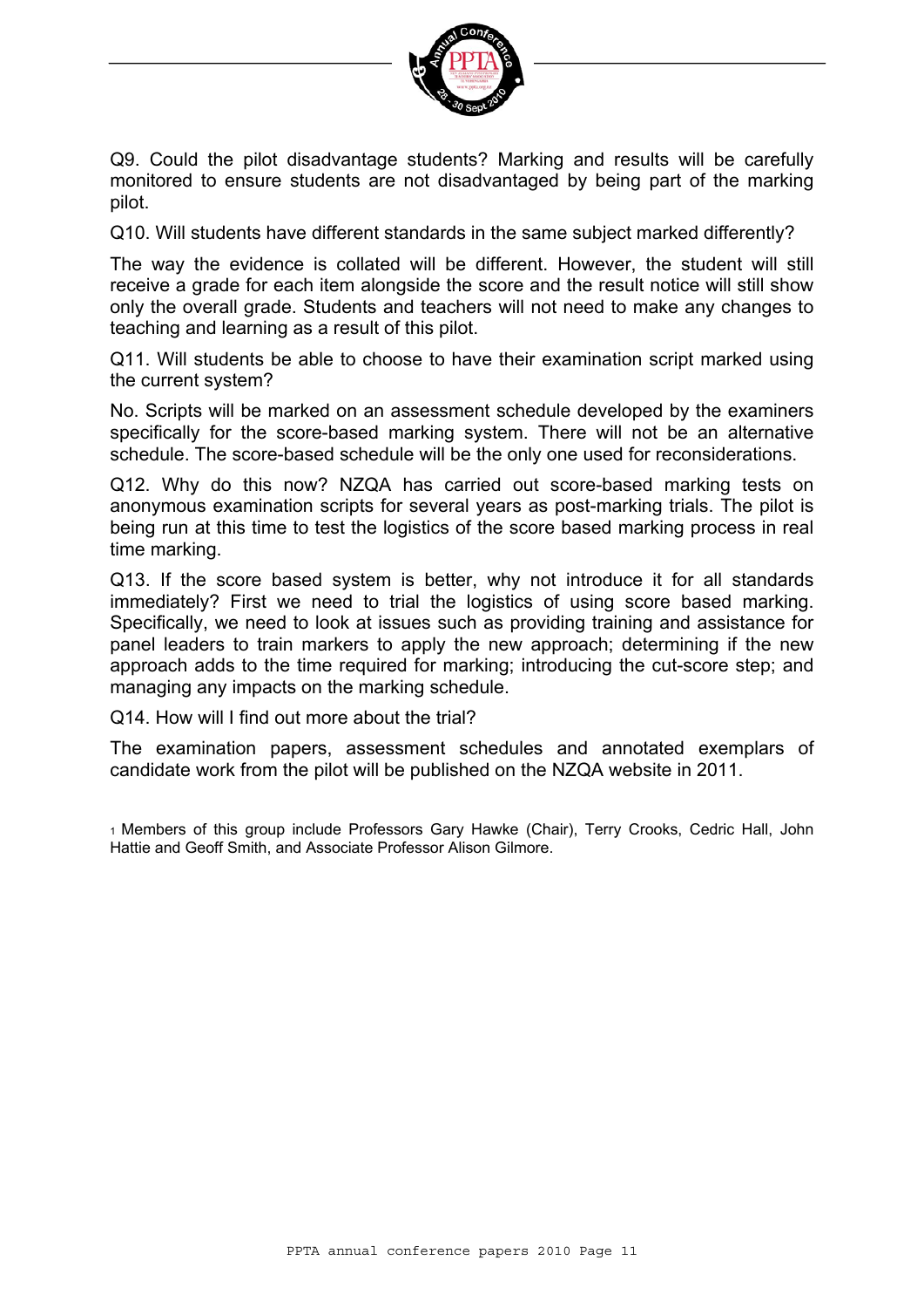Q9. Could the pilot disadvantage students? Marking and results will be carefully monitored to ensure students are not disadvantaged by being part of the marking pilot.

Q10. Will students have different standards in the same subject marked differently?

The way the evidence is collated will be different. However, the student will still receive a grade for each item alongside the score and the result notice will still show only the overall grade. Students and teachers will not need to make any changes to teaching and learning as a result of this pilot.

Q11. Will students be able to choose to have their examination script marked using the current system?

No. Scripts will be marked on an assessment schedule developed by the examiners specifically for the score-based marking system. There will not be an alternative schedule. The score-based schedule will be the only one used for reconsiderations.

Q12. Why do this now? NZQA has carried out score-based marking tests on anonymous examination scripts for several years as post-marking trials. The pilot is being run at this time to test the logistics of the score based marking process in real time marking.

Q13. If the score based system is better, why not introduce it for all standards immediately? First we need to trial the logistics of using score based marking. Specifically, we need to look at issues such as providing training and assistance for panel leaders to train markers to apply the new approach; determining if the new approach adds to the time required for marking; introducing the cut-score step; and managing any impacts on the marking schedule.

Q14. How will I find out more about the trial?

The examination papers, assessment schedules and annotated exemplars of candidate work from the pilot will be published on the NZQA website in 2011.

[1] Members of this group include Professors Gary Hawke (Chair), Terry Crooks, Cedric Hall, John Hattie and Geoff Smith, and Associate Professor Alison Gilmore.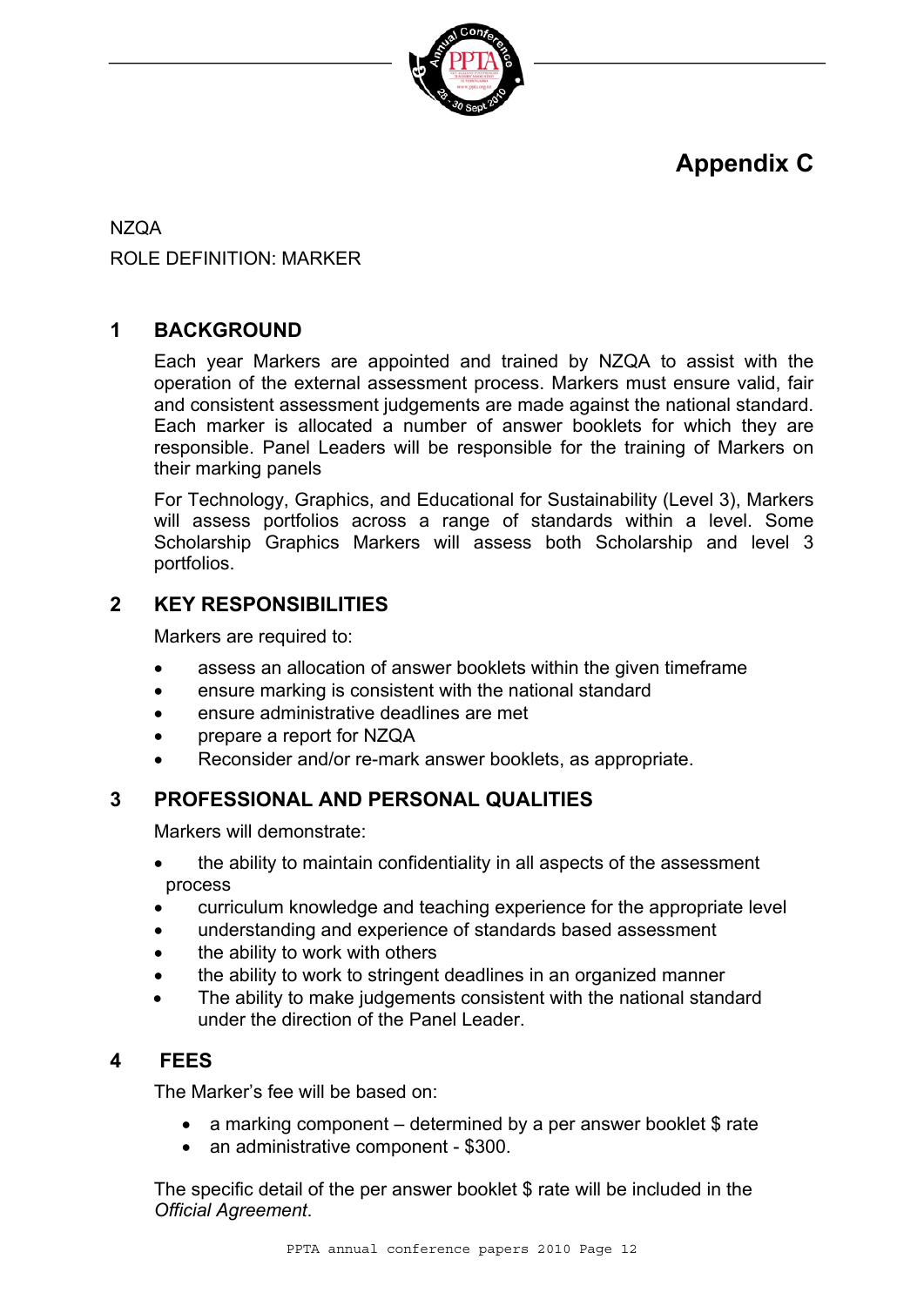# Appendix C

NZQA

ROLE DEFINITION: MARKER

## 1 BACKGROUND

Each year Markers are appointed and trained by NZQA to assist with the operation of the external assessment process. Markers must ensure valid, fair and consistent assessment judgements are made against the national standard. Each marker is allocated a number of answer booklets for which they are responsible. Panel Leaders will be responsible for the training of Markers on their marking panels

For Technology, Graphics, and Educational for Sustainability (Level 3), Markers will assess portfolios across a range of standards within a level. Some Scholarship Graphics Markers will assess both Scholarship and level 3 portfolios.

## 2 KEY RESPONSIBILITIES

Markers are required to:

- assess an allocation of answer booklets within the given timeframe
- ensure marking is consistent with the national standard
- ensure administrative deadlines are met
- prepare a report for NZQA
- Reconsider and/or re-mark answer booklets, as appropriate.

## 3 PROFESSIONAL AND PERSONAL QUALITIES

Markers will demonstrate:

- the ability to maintain confidentiality in all aspects of the assessment process
- curriculum knowledge and teaching experience for the appropriate level
- understanding and experience of standards based assessment
- the ability to work with others
- the ability to work to stringent deadlines in an organized manner
- The ability to make judgements consistent with the national standard under the direction of the Panel Leader.

## 4 FEES

The Marker's fee will be based on:

- a marking component – determined by a per answer booklet $ rate
- an administrative component - $300.

The specific detail of the per answer booklet $ rate will be included in the *Official Agreement*.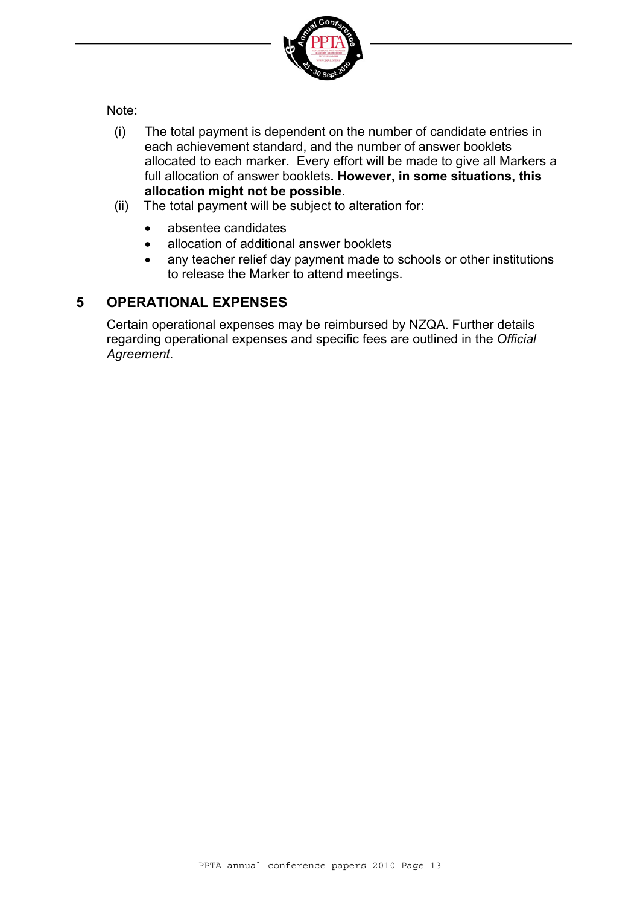Note:

(i) The total payment is dependent on the number of candidate entries in each achievement standard, and the number of answer booklets allocated to each marker. Every effort will be made to give all Markers a full allocation of answer booklets**. However, in some situations, this allocation might not be possible.**

(ii) The total payment will be subject to alteration for:

- absentee candidates
- allocation of additional answer booklets
- any teacher relief day payment made to schools or other institutions to release the Marker to attend meetings.

## 5 OPERATIONAL EXPENSES

Certain operational expenses may be reimbursed by NZQA. Further details regarding operational expenses and specific fees are outlined in the *Official Agreement*.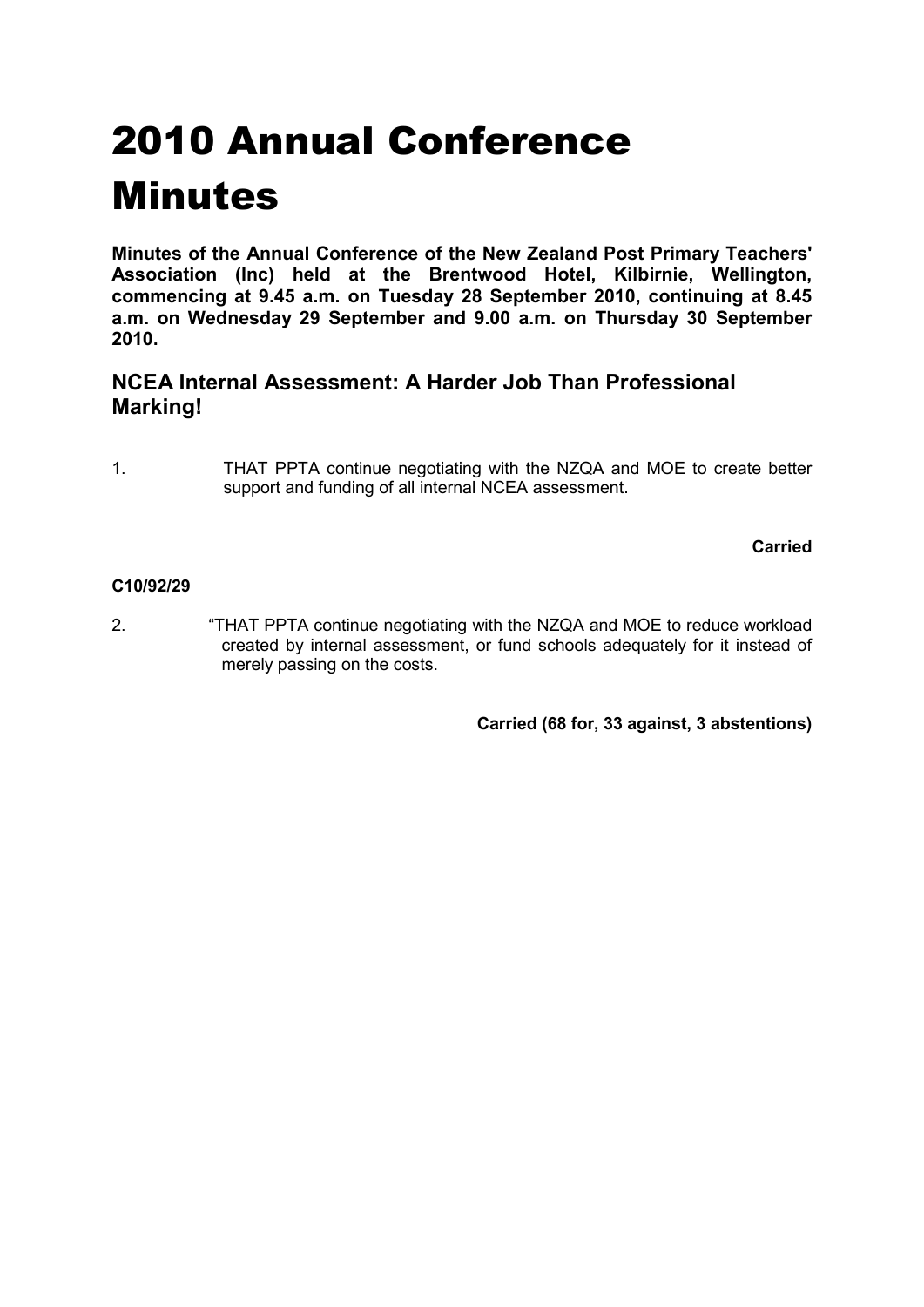# 2010 Annual Conference Minutes

**Minutes of the Annual Conference of the New Zealand Post Primary Teachers' Association (Inc) held at the Brentwood Hotel, Kilbirnie, Wellington, commencing at 9.45 a.m. on Tuesday 28 September 2010, continuing at 8.45 a.m. on Wednesday 29 September and 9.00 a.m. on Thursday 30 September 2010.**

## NCEA Internal Assessment: A Harder Job Than Professional Marking!

1. THAT PPTA continue negotiating with the NZQA and MOE to create better support and funding of all internal NCEA assessment.

**Carried**

**C10/92/29**

2. "THAT PPTA continue negotiating with the NZQA and MOE to reduce workload created by internal assessment, or fund schools adequately for it instead of merely passing on the costs.

**Carried (68 for, 33 against, 3 abstentions)**